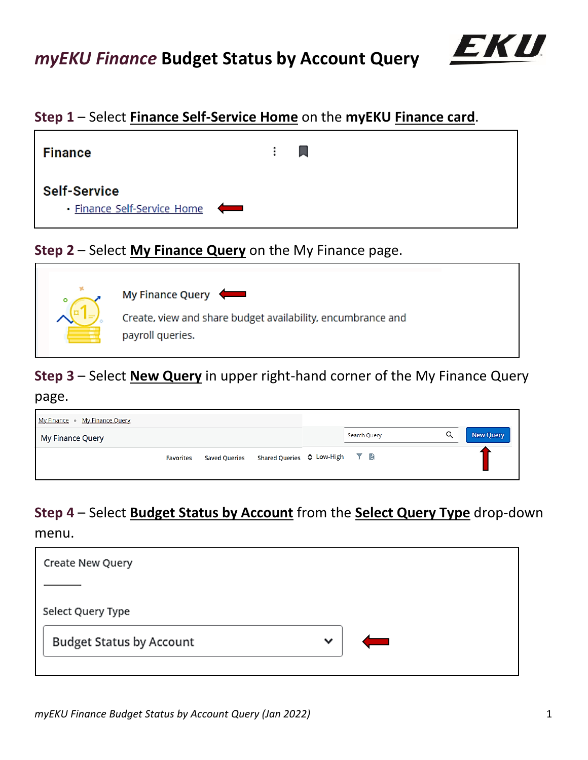# *myEKU Finance* Budget Status by Account Query

**Step 1** – Select **Finance Self-Service Home** on the **myEKU Finance card**.

Finance

Self-Service

- Finance Self-Service Home

**Step 2** – Select **My Finance Query** on the My Finance page.

My Finance Query

Create, view and share budget availability, encumbrance and payroll queries.

**Step 3** – Select **New Query** in upper right-hand corner of the My Finance Query page.

My Finance • My Finance Query

My Finance Query

Search Query | New Query

Favorites | Saved Queries | Shared Queries | Low-High

**Step 4** – Select **Budget Status by Account** from the **Select Query Type** drop-down menu.

Create New Query

Select Query Type

Budget Status by Account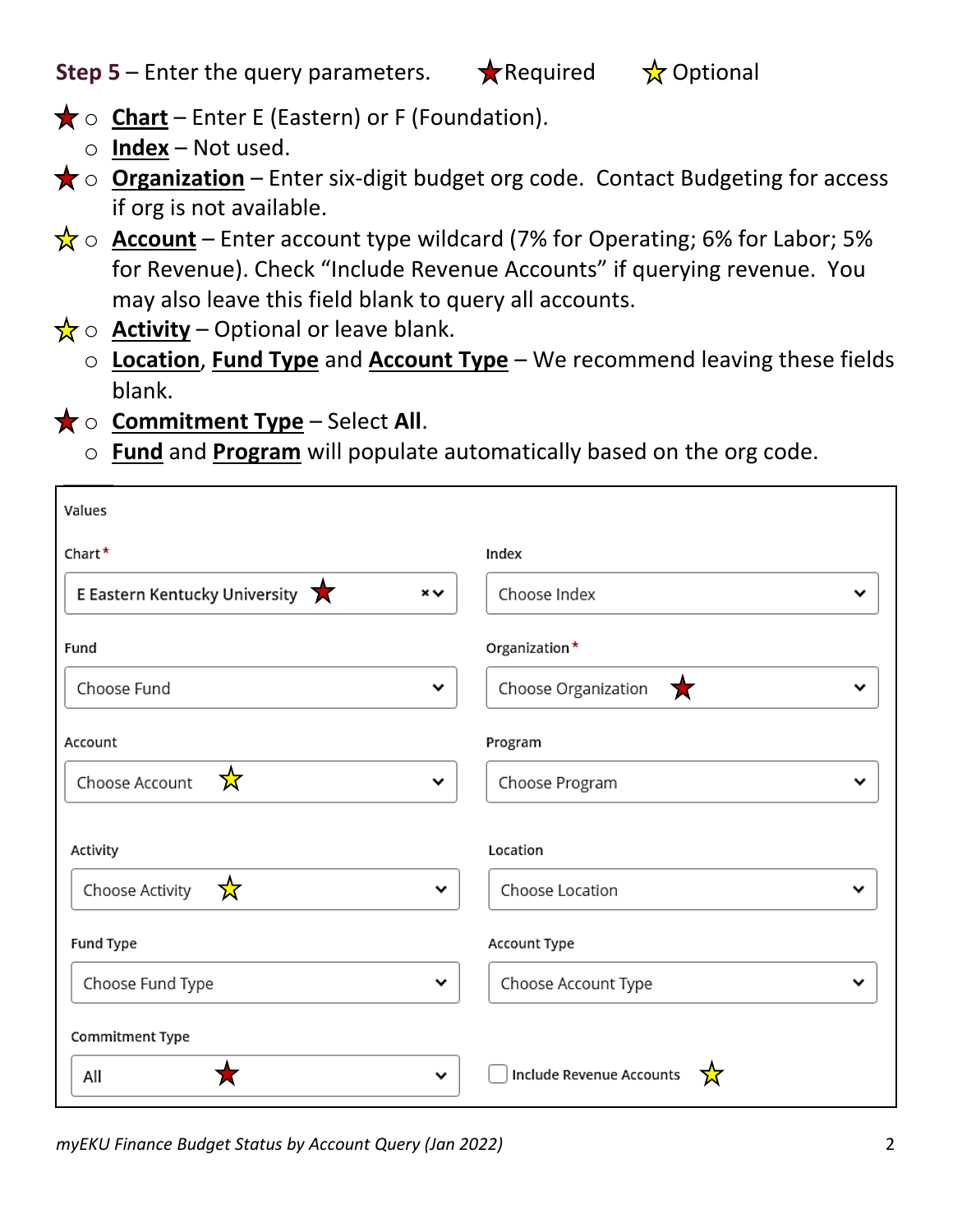**Step 5** – Enter the query parameters. ★Required ☆ Optional

- ★ **Chart** – Enter E (Eastern) or F (Foundation).
- **Index** – Not used.
- ★ **Organization** – Enter six-digit budget org code. Contact Budgeting for access if org is not available.
- ☆ **Account** – Enter account type wildcard (7% for Operating; 6% for Labor; 5% for Revenue). Check "Include Revenue Accounts" if querying revenue. You may also leave this field blank to query all accounts.
- ☆ **Activity** – Optional or leave blank.
- **Location**, **Fund Type** and **Account Type** – We recommend leaving these fields blank.
- ★ **Commitment Type** – Select **All**.
- **Fund** and **Program** will populate automatically based on the org code.

Values

| | |
|---|---|
| Chart* ★: E Eastern Kentucky University | Index: Choose Index |
| Fund: Choose Fund | Organization* ★: Choose Organization |
| Account ☆: Choose Account | Program: Choose Program |
| Activity ☆: Choose Activity | Location: Choose Location |
| Fund Type: Choose Fund Type | Account Type: Choose Account Type |
| Commitment Type ★: All | ☐ Include Revenue Accounts ☆ |

*myEKU Finance Budget Status by Account Query (Jan 2022)*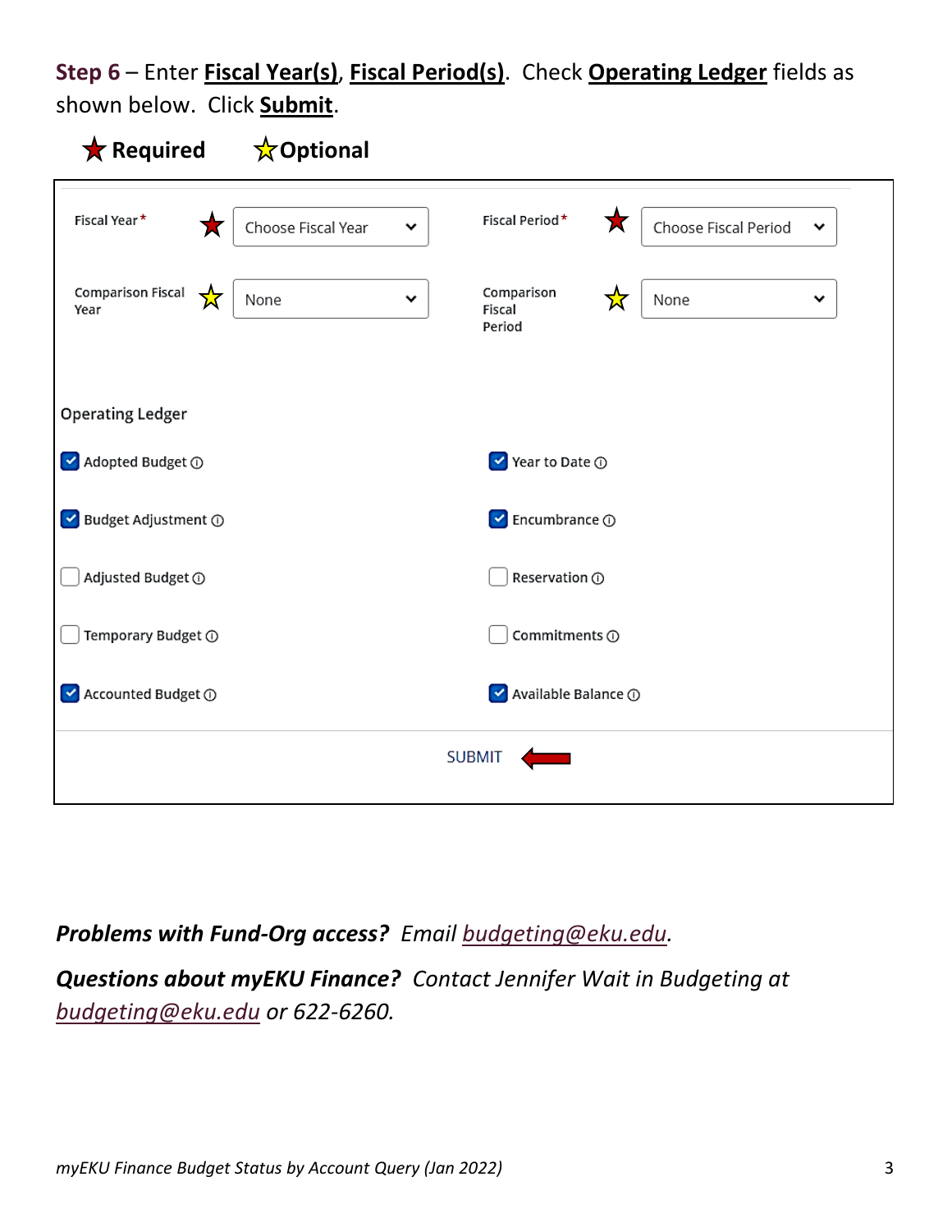**Step 6** – Enter **Fiscal Year(s)**, **Fiscal Period(s)**. Check **Operating Ledger** fields as shown below. Click **Submit**.

★ **Required** ☆ **Optional**

Fiscal Year* ★ Choose Fiscal Year

Fiscal Period* ★ Choose Fiscal Period

Comparison Fiscal Year ☆ None

Comparison Fiscal Period ☆ None

Operating Ledger

- [x] Adopted Budget
- [x] Budget Adjustment
- [ ] Adjusted Budget
- [ ] Temporary Budget
- [x] Accounted Budget
- [x] Year to Date
- [x] Encumbrance
- [ ] Reservation
- [ ] Commitments
- [x] Available Balance

SUBMIT

***Problems with Fund-Org access?*** *Email budgeting@eku.edu.*

***Questions about myEKU Finance?*** *Contact Jennifer Wait in Budgeting at budgeting@eku.edu or 622-6260.*